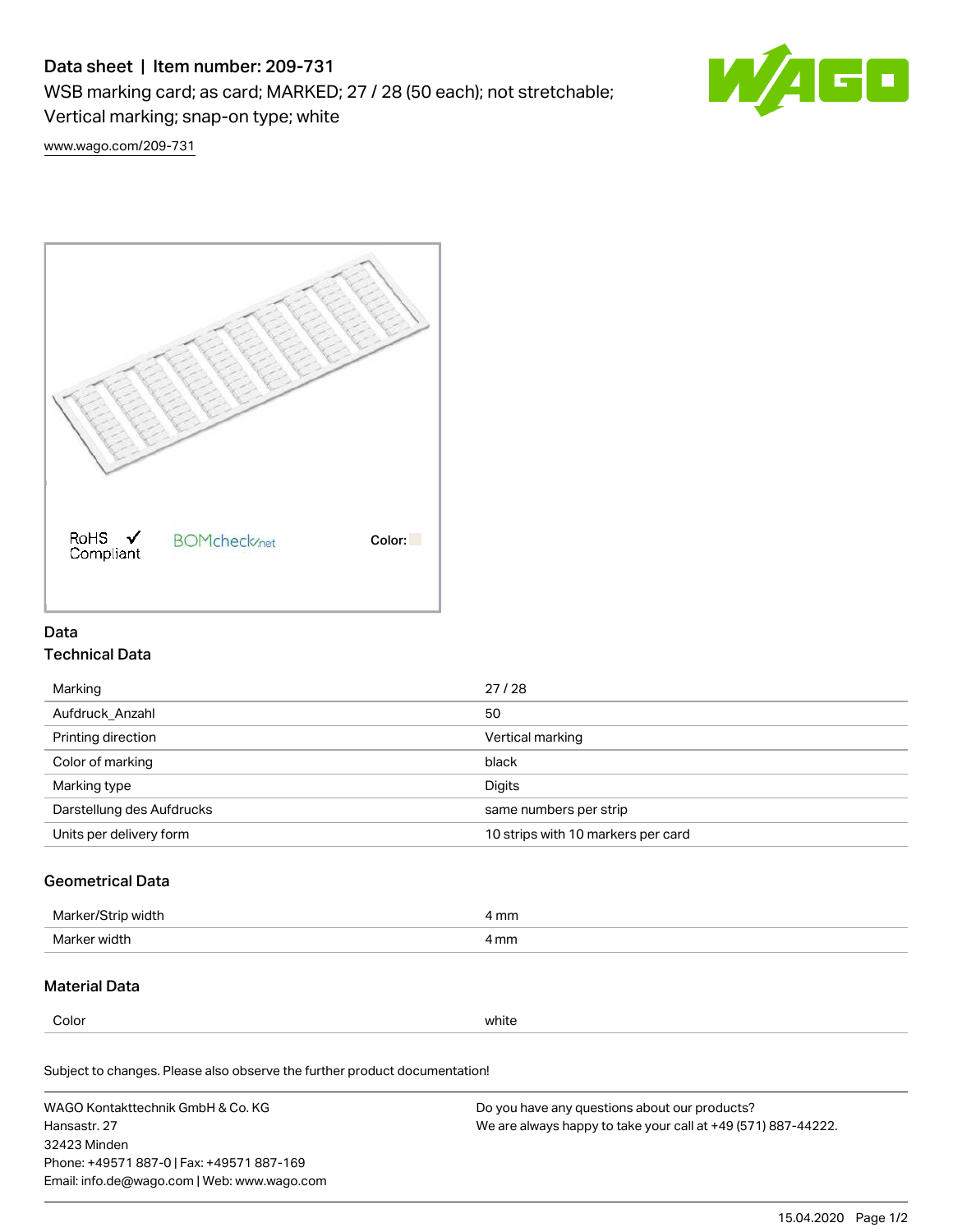# Data sheet | Item number: 209-731

WSB marking card; as card; MARKED; 27 / 28 (50 each); not stretchable; Vertical marking; snap-on type; white

www.wago.com/209-731

RoHS Compliant ✓ BOMcheck.net Color:

## Data

### Technical Data

| | |
|---|---|
| Marking | 27 / 28 |
| Aufdruck_Anzahl | 50 |
| Printing direction | Vertical marking |
| Color of marking | black |
| Marking type | Digits |
| Darstellung des Aufdrucks | same numbers per strip |
| Units per delivery form | 10 strips with 10 markers per card |

### Geometrical Data

| | |
|---|---|
| Marker/Strip width | 4 mm |
| Marker width | 4 mm |

### Material Data

| | |
|---|---|
| Color | white |

Subject to changes. Please also observe the further product documentation!

WAGO Kontakttechnik GmbH & Co. KG
Hansastr. 27
32423 Minden
Phone: +49571 887-0 | Fax: +49571 887-169
Email: info.de@wago.com | Web: www.wago.com

Do you have any questions about our products?
We are always happy to take your call at +49 (571) 887-44222.

15.04.2020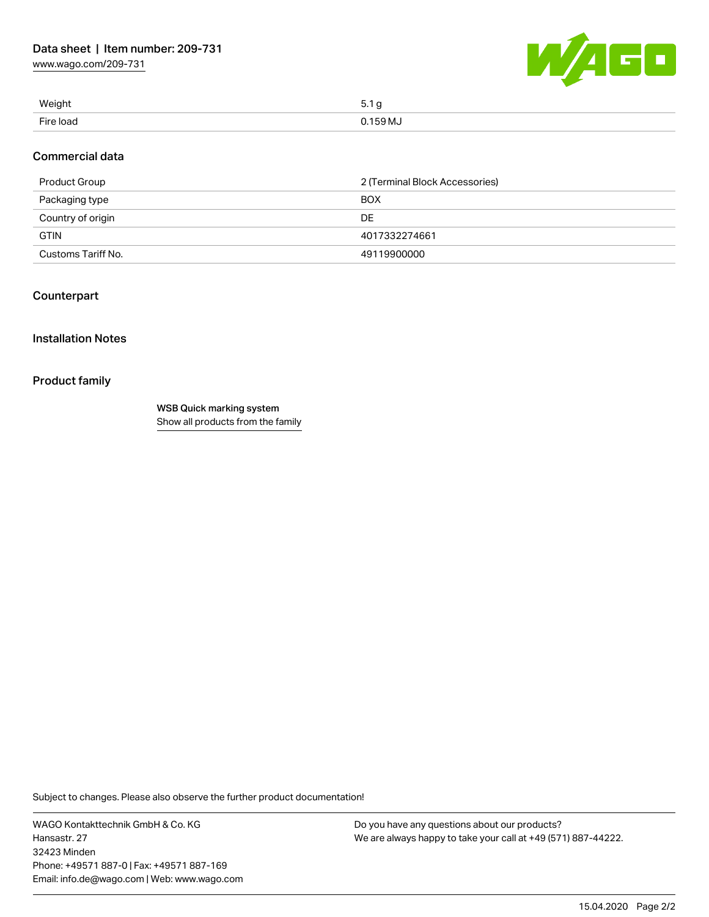| | |
|---|---|
| Weight | 5.1 g |
| Fire load | 0.159 MJ |

## Commercial data

| | |
|---|---|
| Product Group | 2 (Terminal Block Accessories) |
| Packaging type | BOX |
| Country of origin | DE |
| GTIN | 4017332274661 |
| Customs Tariff No. | 49119900000 |

## Counterpart

## Installation Notes

## Product family

**WSB Quick marking system**
Show all products from the family

Subject to changes. Please also observe the further product documentation!

WAGO Kontakttechnik GmbH & Co. KG
Hansastr. 27
32423 Minden
Phone: +49571 887-0 | Fax: +49571 887-169
Email: info.de@wago.com | Web: www.wago.com

Do you have any questions about our products?
We are always happy to take your call at +49 (571) 887-44222.

15.04.2020